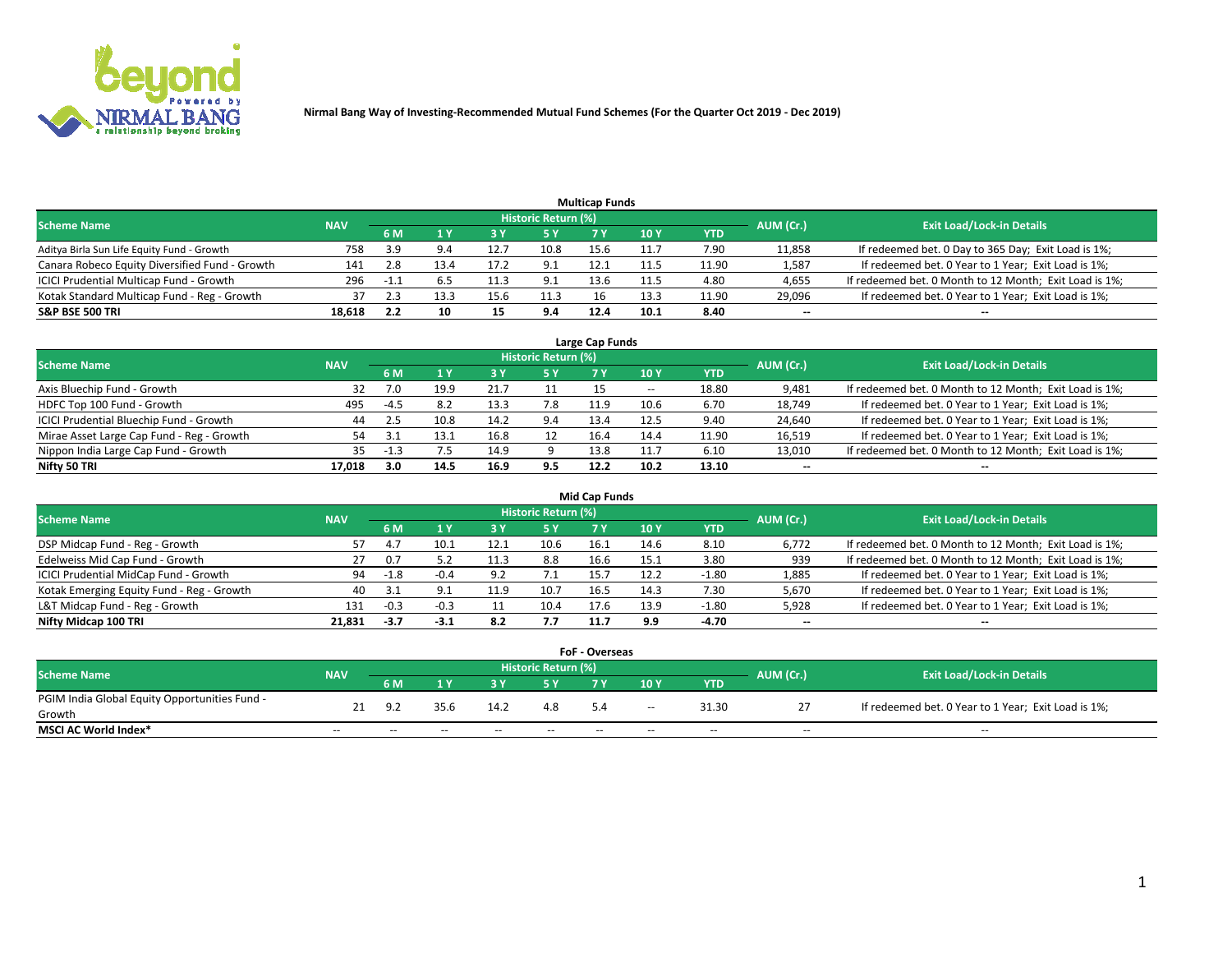**Nirmal Bang Way of Investing-Recommended Mutual Fund Schemes (For the Quarter Oct 2019 - Dec 2019)**

## Multicap Funds

| Scheme Name | NAV | Historic Return (%) | | | | | | | AUM (Cr.) | Exit Load/Lock-in Details |
|---|---|---|---|---|---|---|---|---|---|---|
| | | 6 M | 1 Y | 3 Y | 5 Y | 7 Y | 10 Y | YTD | | |
| Aditya Birla Sun Life Equity Fund - Growth | 758 | 3.9 | 9.4 | 12.7 | 10.8 | 15.6 | 11.7 | 7.90 | 11,858 | If redeemed bet. 0 Day to 365 Day; Exit Load is 1%; |
| Canara Robeco Equity Diversified Fund - Growth | 141 | 2.8 | 13.4 | 17.2 | 9.1 | 12.1 | 11.5 | 11.90 | 1,587 | If redeemed bet. 0 Year to 1 Year; Exit Load is 1%; |
| ICICI Prudential Multicap Fund - Growth | 296 | -1.1 | 6.5 | 11.3 | 9.1 | 13.6 | 11.5 | 4.80 | 4,655 | If redeemed bet. 0 Month to 12 Month; Exit Load is 1%; |
| Kotak Standard Multicap Fund - Reg - Growth | 37 | 2.3 | 13.3 | 15.6 | 11.3 | 16 | 13.3 | 11.90 | 29,096 | If redeemed bet. 0 Year to 1 Year; Exit Load is 1%; |
| **S&P BSE 500 TRI** | **18,618** | **2.2** | **10** | **15** | **9.4** | **12.4** | **10.1** | **8.40** | **--** | **--** |

## Large Cap Funds

| Scheme Name | NAV | Historic Return (%) | | | | | | | AUM (Cr.) | Exit Load/Lock-in Details |
|---|---|---|---|---|---|---|---|---|---|---|
| | | 6 M | 1 Y | 3 Y | 5 Y | 7 Y | 10 Y | YTD | | |
| Axis Bluechip Fund - Growth | 32 | 7.0 | 19.9 | 21.7 | 11 | 15 | -- | 18.80 | 9,481 | If redeemed bet. 0 Month to 12 Month; Exit Load is 1%; |
| HDFC Top 100 Fund - Growth | 495 | -4.5 | 8.2 | 13.3 | 7.8 | 11.9 | 10.6 | 6.70 | 18,749 | If redeemed bet. 0 Year to 1 Year; Exit Load is 1%; |
| ICICI Prudential Bluechip Fund - Growth | 44 | 2.5 | 10.8 | 14.2 | 9.4 | 13.4 | 12.5 | 9.40 | 24,640 | If redeemed bet. 0 Year to 1 Year; Exit Load is 1%; |
| Mirae Asset Large Cap Fund - Reg - Growth | 54 | 3.1 | 13.1 | 16.8 | 12 | 16.4 | 14.4 | 11.90 | 16,519 | If redeemed bet. 0 Year to 1 Year; Exit Load is 1%; |
| Nippon India Large Cap Fund - Growth | 35 | -1.3 | 7.5 | 14.9 | 9 | 13.8 | 11.7 | 6.10 | 13,010 | If redeemed bet. 0 Month to 12 Month; Exit Load is 1%; |
| **Nifty 50 TRI** | **17,018** | **3.0** | **14.5** | **16.9** | **9.5** | **12.2** | **10.2** | **13.10** | **--** | **--** |

## Mid Cap Funds

| Scheme Name | NAV | Historic Return (%) | | | | | | | AUM (Cr.) | Exit Load/Lock-in Details |
|---|---|---|---|---|---|---|---|---|---|---|
| | | 6 M | 1 Y | 3 Y | 5 Y | 7 Y | 10 Y | YTD | | |
| DSP Midcap Fund - Reg - Growth | 57 | 4.7 | 10.1 | 12.1 | 10.6 | 16.1 | 14.6 | 8.10 | 6,772 | If redeemed bet. 0 Month to 12 Month; Exit Load is 1%; |
| Edelweiss Mid Cap Fund - Growth | 27 | 0.7 | 5.2 | 11.3 | 8.8 | 16.6 | 15.1 | 3.80 | 939 | If redeemed bet. 0 Month to 12 Month; Exit Load is 1%; |
| ICICI Prudential MidCap Fund - Growth | 94 | -1.8 | -0.4 | 9.2 | 7.1 | 15.7 | 12.2 | -1.80 | 1,885 | If redeemed bet. 0 Year to 1 Year; Exit Load is 1%; |
| Kotak Emerging Equity Fund - Reg - Growth | 40 | 3.1 | 9.1 | 11.9 | 10.7 | 16.5 | 14.3 | 7.30 | 5,670 | If redeemed bet. 0 Year to 1 Year; Exit Load is 1%; |
| L&T Midcap Fund - Reg - Growth | 131 | -0.3 | -0.3 | 11 | 10.4 | 17.6 | 13.9 | -1.80 | 5,928 | If redeemed bet. 0 Year to 1 Year; Exit Load is 1%; |
| **Nifty Midcap 100 TRI** | **21,831** | **-3.7** | **-3.1** | **8.2** | **7.7** | **11.7** | **9.9** | **-4.70** | **--** | **--** |

## FoF - Overseas

| Scheme Name | NAV | Historic Return (%) | | | | | | | AUM (Cr.) | Exit Load/Lock-in Details |
|---|---|---|---|---|---|---|---|---|---|---|
| | | 6 M | 1 Y | 3 Y | 5 Y | 7 Y | 10 Y | YTD | | |
| PGIM India Global Equity Opportunities Fund - Growth | 21 | 9.2 | 35.6 | 14.2 | 4.8 | 5.4 | -- | 31.30 | 27 | If redeemed bet. 0 Year to 1 Year; Exit Load is 1%; |
| **MSCI AC World Index*** | -- | -- | -- | -- | -- | -- | -- | -- | -- | -- |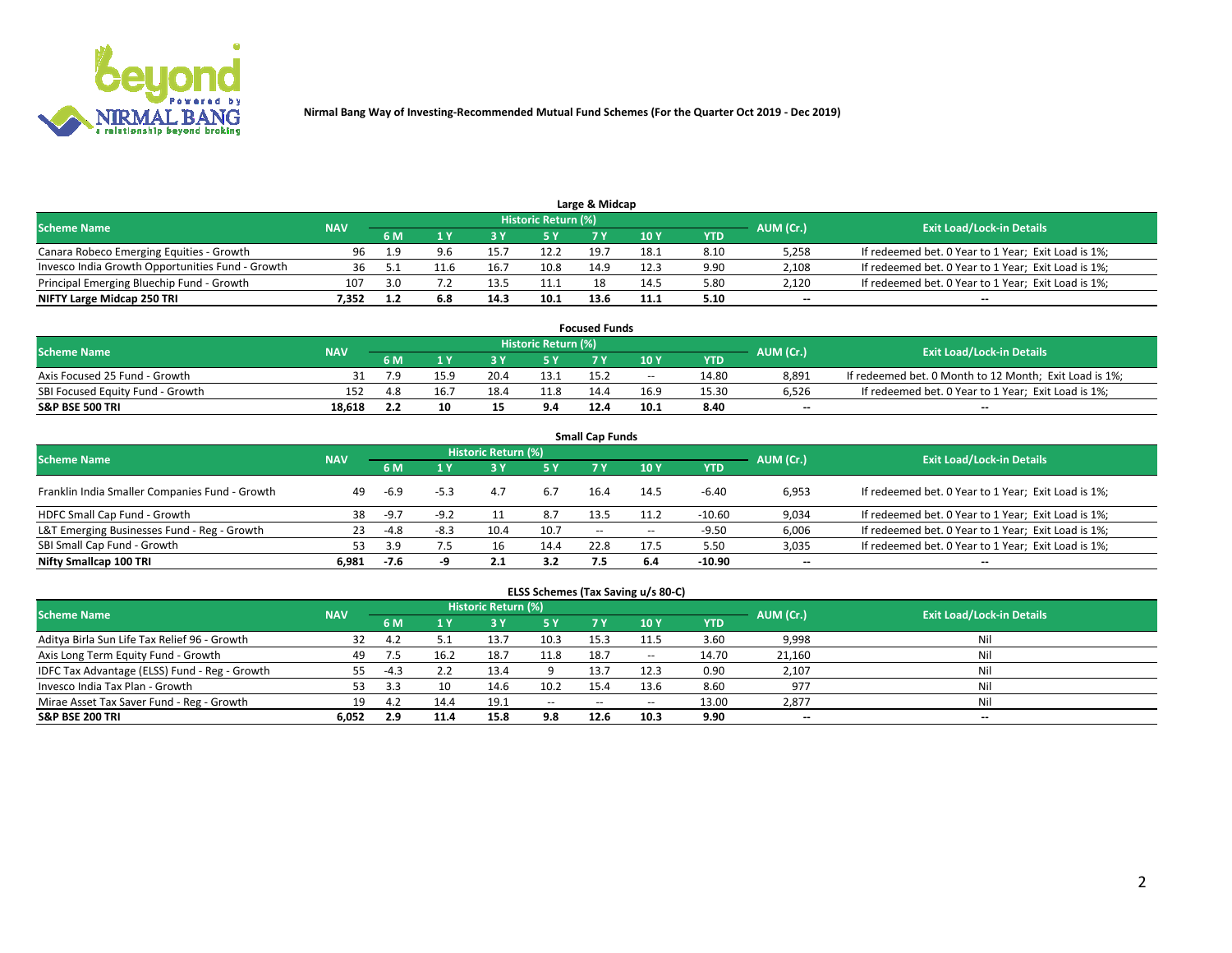# Nirmal Bang Way of Investing-Recommended Mutual Fund Schemes (For the Quarter Oct 2019 - Dec 2019)

## Large & Midcap

| Scheme Name | NAV | Historic Return (%) | | | | | | | AUM (Cr.) | Exit Load/Lock-in Details |
|---|---|---|---|---|---|---|---|---|---|---|
| | | 6 M | 1 Y | 3 Y | 5 Y | 7 Y | 10 Y | YTD | | |
| Canara Robeco Emerging Equities - Growth | 96 | 1.9 | 9.6 | 15.7 | 12.2 | 19.7 | 18.1 | 8.10 | 5,258 | If redeemed bet. 0 Year to 1 Year; Exit Load is 1%; |
| Invesco India Growth Opportunities Fund - Growth | 36 | 5.1 | 11.6 | 16.7 | 10.8 | 14.9 | 12.3 | 9.90 | 2,108 | If redeemed bet. 0 Year to 1 Year; Exit Load is 1%; |
| Principal Emerging Bluechip Fund - Growth | 107 | 3.0 | 7.2 | 13.5 | 11.1 | 18 | 14.5 | 5.80 | 2,120 | If redeemed bet. 0 Year to 1 Year; Exit Load is 1%; |
| **NIFTY Large Midcap 250 TRI** | **7,352** | **1.2** | **6.8** | **14.3** | **10.1** | **13.6** | **11.1** | **5.10** | **--** | **--** |

## Focused Funds

| Scheme Name | NAV | Historic Return (%) | | | | | | | AUM (Cr.) | Exit Load/Lock-in Details |
|---|---|---|---|---|---|---|---|---|---|---|
| | | 6 M | 1 Y | 3 Y | 5 Y | 7 Y | 10 Y | YTD | | |
| Axis Focused 25 Fund - Growth | 31 | 7.9 | 15.9 | 20.4 | 13.1 | 15.2 | -- | 14.80 | 8,891 | If redeemed bet. 0 Month to 12 Month; Exit Load is 1%; |
| SBI Focused Equity Fund - Growth | 152 | 4.8 | 16.7 | 18.4 | 11.8 | 14.4 | 16.9 | 15.30 | 6,526 | If redeemed bet. 0 Year to 1 Year; Exit Load is 1%; |
| **S&P BSE 500 TRI** | **18,618** | **2.2** | **10** | **15** | **9.4** | **12.4** | **10.1** | **8.40** | **--** | **--** |

## Small Cap Funds

| Scheme Name | NAV | Historic Return (%) | | | | | | | AUM (Cr.) | Exit Load/Lock-in Details |
|---|---|---|---|---|---|---|---|---|---|---|
| | | 6 M | 1 Y | 3 Y | 5 Y | 7 Y | 10 Y | YTD | | |
| Franklin India Smaller Companies Fund - Growth | 49 | -6.9 | -5.3 | 4.7 | 6.7 | 16.4 | 14.5 | -6.40 | 6,953 | If redeemed bet. 0 Year to 1 Year; Exit Load is 1%; |
| HDFC Small Cap Fund - Growth | 38 | -9.7 | -9.2 | 11 | 8.7 | 13.5 | 11.2 | -10.60 | 9,034 | If redeemed bet. 0 Year to 1 Year; Exit Load is 1%; |
| L&T Emerging Businesses Fund - Reg - Growth | 23 | -4.8 | -8.3 | 10.4 | 10.7 | -- | -- | -9.50 | 6,006 | If redeemed bet. 0 Year to 1 Year; Exit Load is 1%; |
| SBI Small Cap Fund - Growth | 53 | 3.9 | 7.5 | 16 | 14.4 | 22.8 | 17.5 | 5.50 | 3,035 | If redeemed bet. 0 Year to 1 Year; Exit Load is 1%; |
| **Nifty Smallcap 100 TRI** | **6,981** | **-7.6** | **-9** | **2.1** | **3.2** | **7.5** | **6.4** | **-10.90** | **--** | **--** |

## ELSS Schemes (Tax Saving u/s 80-C)

| Scheme Name | NAV | Historic Return (%) | | | | | | | AUM (Cr.) | Exit Load/Lock-in Details |
|---|---|---|---|---|---|---|---|---|---|---|
| | | 6 M | 1 Y | 3 Y | 5 Y | 7 Y | 10 Y | YTD | | |
| Aditya Birla Sun Life Tax Relief 96 - Growth | 32 | 4.2 | 5.1 | 13.7 | 10.3 | 15.3 | 11.5 | 3.60 | 9,998 | Nil |
| Axis Long Term Equity Fund - Growth | 49 | 7.5 | 16.2 | 18.7 | 11.8 | 18.7 | -- | 14.70 | 21,160 | Nil |
| IDFC Tax Advantage (ELSS) Fund - Reg - Growth | 55 | -4.3 | 2.2 | 13.4 | 9 | 13.7 | 12.3 | 0.90 | 2,107 | Nil |
| Invesco India Tax Plan - Growth | 53 | 3.3 | 10 | 14.6 | 10.2 | 15.4 | 13.6 | 8.60 | 977 | Nil |
| Mirae Asset Tax Saver Fund - Reg - Growth | 19 | 4.2 | 14.4 | 19.1 | -- | -- | -- | 13.00 | 2,877 | Nil |
| **S&P BSE 200 TRI** | **6,052** | **2.9** | **11.4** | **15.8** | **9.8** | **12.6** | **10.3** | **9.90** | **--** | **--** |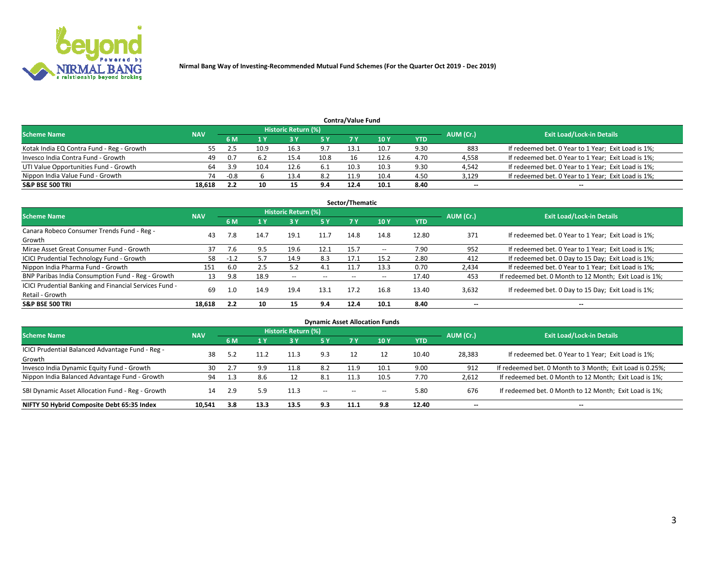**Nirmal Bang Way of Investing-Recommended Mutual Fund Schemes (For the Quarter Oct 2019 - Dec 2019)**

### Contra/Value Fund

| Scheme Name | NAV | Historic Return (%) | | | | | | | AUM (Cr.) | Exit Load/Lock-in Details |
|---|---|---|---|---|---|---|---|---|---|---|
| | | 6 M | 1 Y | 3 Y | 5 Y | 7 Y | 10 Y | YTD | | |
| Kotak India EQ Contra Fund - Reg - Growth | 55 | 2.5 | 10.9 | 16.3 | 9.7 | 13.1 | 10.7 | 9.30 | 883 | If redeemed bet. 0 Year to 1 Year; Exit Load is 1%; |
| Invesco India Contra Fund - Growth | 49 | 0.7 | 6.2 | 15.4 | 10.8 | 16 | 12.6 | 4.70 | 4,558 | If redeemed bet. 0 Year to 1 Year; Exit Load is 1%; |
| UTI Value Opportunities Fund - Growth | 64 | 3.9 | 10.4 | 12.6 | 6.1 | 10.3 | 10.3 | 9.30 | 4,542 | If redeemed bet. 0 Year to 1 Year; Exit Load is 1%; |
| Nippon India Value Fund - Growth | 74 | -0.8 | 6 | 13.4 | 8.2 | 11.9 | 10.4 | 4.50 | 3,129 | If redeemed bet. 0 Year to 1 Year; Exit Load is 1%; |
| **S&P BSE 500 TRI** | **18,618** | **2.2** | **10** | **15** | **9.4** | **12.4** | **10.1** | **8.40** | **--** | **--** |

### Sector/Thematic

| Scheme Name | NAV | Historic Return (%) | | | | | | | AUM (Cr.) | Exit Load/Lock-in Details |
|---|---|---|---|---|---|---|---|---|---|---|
| | | 6 M | 1 Y | 3 Y | 5 Y | 7 Y | 10 Y | YTD | | |
| Canara Robeco Consumer Trends Fund - Reg - Growth | 43 | 7.8 | 14.7 | 19.1 | 11.7 | 14.8 | 14.8 | 12.80 | 371 | If redeemed bet. 0 Year to 1 Year; Exit Load is 1%; |
| Mirae Asset Great Consumer Fund - Growth | 37 | 7.6 | 9.5 | 19.6 | 12.1 | 15.7 | -- | 7.90 | 952 | If redeemed bet. 0 Year to 1 Year; Exit Load is 1%; |
| ICICI Prudential Technology Fund - Growth | 58 | -1.2 | 5.7 | 14.9 | 8.3 | 17.1 | 15.2 | 2.80 | 412 | If redeemed bet. 0 Day to 15 Day; Exit Load is 1%; |
| Nippon India Pharma Fund - Growth | 151 | 6.0 | 2.5 | 5.2 | 4.1 | 11.7 | 13.3 | 0.70 | 2,434 | If redeemed bet. 0 Year to 1 Year; Exit Load is 1%; |
| BNP Paribas India Consumption Fund - Reg - Growth | 13 | 9.8 | 18.9 | -- | -- | -- | -- | 17.40 | 453 | If redeemed bet. 0 Month to 12 Month; Exit Load is 1%; |
| ICICI Prudential Banking and Financial Services Fund - Retail - Growth | 69 | 1.0 | 14.9 | 19.4 | 13.1 | 17.2 | 16.8 | 13.40 | 3,632 | If redeemed bet. 0 Day to 15 Day; Exit Load is 1%; |
| **S&P BSE 500 TRI** | **18,618** | **2.2** | **10** | **15** | **9.4** | **12.4** | **10.1** | **8.40** | **--** | **--** |

### Dynamic Asset Allocation Funds

| Scheme Name | NAV | Historic Return (%) | | | | | | | AUM (Cr.) | Exit Load/Lock-in Details |
|---|---|---|---|---|---|---|---|---|---|---|
| | | 6 M | 1 Y | 3 Y | 5 Y | 7 Y | 10 Y | YTD | | |
| ICICI Prudential Balanced Advantage Fund - Reg - Growth | 38 | 5.2 | 11.2 | 11.3 | 9.3 | 12 | 12 | 10.40 | 28,383 | If redeemed bet. 0 Year to 1 Year; Exit Load is 1%; |
| Invesco India Dynamic Equity Fund - Growth | 30 | 2.7 | 9.9 | 11.8 | 8.2 | 11.9 | 10.1 | 9.00 | 912 | If redeemed bet. 0 Month to 3 Month; Exit Load is 0.25%; |
| Nippon India Balanced Advantage Fund - Growth | 94 | 1.3 | 8.6 | 12 | 8.1 | 11.3 | 10.5 | 7.70 | 2,612 | If redeemed bet. 0 Month to 12 Month; Exit Load is 1%; |
| SBI Dynamic Asset Allocation Fund - Reg - Growth | 14 | 2.9 | 5.9 | 11.3 | -- | -- | -- | 5.80 | 676 | If redeemed bet. 0 Month to 12 Month; Exit Load is 1%; |
| **NIFTY 50 Hybrid Composite Debt 65:35 Index** | **10,541** | **3.8** | **13.3** | **13.5** | **9.3** | **11.1** | **9.8** | **12.40** | **--** | **--** |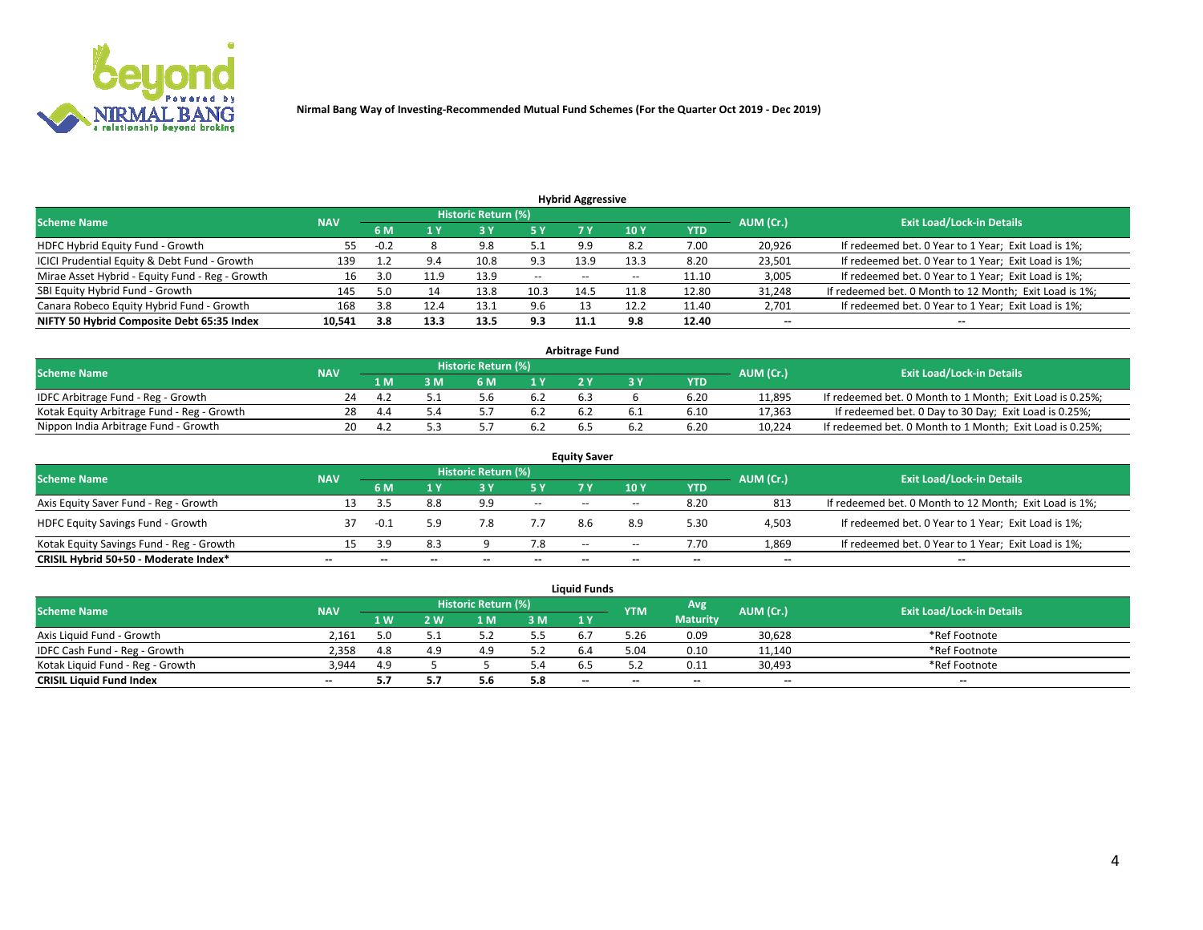**Nirmal Bang Way of Investing-Recommended Mutual Fund Schemes (For the Quarter Oct 2019 - Dec 2019)**

### Hybrid Aggressive

| Scheme Name | NAV | Historic Return (%) | | | | | | | AUM (Cr.) | Exit Load/Lock-in Details |
|---|---|---|---|---|---|---|---|---|---|---|
| | | 6 M | 1 Y | 3 Y | 5 Y | 7 Y | 10 Y | YTD | | |
| HDFC Hybrid Equity Fund - Growth | 55 | -0.2 | 8 | 9.8 | 5.1 | 9.9 | 8.2 | 7.00 | 20,926 | If redeemed bet. 0 Year to 1 Year; Exit Load is 1%; |
| ICICI Prudential Equity & Debt Fund - Growth | 139 | 1.2 | 9.4 | 10.8 | 9.3 | 13.9 | 13.3 | 8.20 | 23,501 | If redeemed bet. 0 Year to 1 Year; Exit Load is 1%; |
| Mirae Asset Hybrid - Equity Fund - Reg - Growth | 16 | 3.0 | 11.9 | 13.9 | -- | -- | -- | 11.10 | 3,005 | If redeemed bet. 0 Year to 1 Year; Exit Load is 1%; |
| SBI Equity Hybrid Fund - Growth | 145 | 5.0 | 14 | 13.8 | 10.3 | 14.5 | 11.8 | 12.80 | 31,248 | If redeemed bet. 0 Month to 12 Month; Exit Load is 1%; |
| Canara Robeco Equity Hybrid Fund - Growth | 168 | 3.8 | 12.4 | 13.1 | 9.6 | 13 | 12.2 | 11.40 | 2,701 | If redeemed bet. 0 Year to 1 Year; Exit Load is 1%; |
| **NIFTY 50 Hybrid Composite Debt 65:35 Index** | **10,541** | **3.8** | **13.3** | **13.5** | **9.3** | **11.1** | **9.8** | **12.40** | **--** | **--** |

### Arbitrage Fund

| Scheme Name | NAV | Historic Return (%) | | | | | | | AUM (Cr.) | Exit Load/Lock-in Details |
|---|---|---|---|---|---|---|---|---|---|---|
| | | 1 M | 3 M | 6 M | 1 Y | 2 Y | 3 Y | YTD | | |
| IDFC Arbitrage Fund - Reg - Growth | 24 | 4.2 | 5.1 | 5.6 | 6.2 | 6.3 | 6 | 6.20 | 11,895 | If redeemed bet. 0 Month to 1 Month; Exit Load is 0.25%; |
| Kotak Equity Arbitrage Fund - Reg - Growth | 28 | 4.4 | 5.4 | 5.7 | 6.2 | 6.2 | 6.1 | 6.10 | 17,363 | If redeemed bet. 0 Day to 30 Day; Exit Load is 0.25%; |
| Nippon India Arbitrage Fund - Growth | 20 | 4.2 | 5.3 | 5.7 | 6.2 | 6.5 | 6.2 | 6.20 | 10,224 | If redeemed bet. 0 Month to 1 Month; Exit Load is 0.25%; |

### Equity Saver

| Scheme Name | NAV | Historic Return (%) | | | | | | | AUM (Cr.) | Exit Load/Lock-in Details |
|---|---|---|---|---|---|---|---|---|---|---|
| | | 6 M | 1 Y | 3 Y | 5 Y | 7 Y | 10 Y | YTD | | |
| Axis Equity Saver Fund - Reg - Growth | 13 | 3.5 | 8.8 | 9.9 | -- | -- | -- | 8.20 | 813 | If redeemed bet. 0 Month to 12 Month; Exit Load is 1%; |
| HDFC Equity Savings Fund - Growth | 37 | -0.1 | 5.9 | 7.8 | 7.7 | 8.6 | 8.9 | 5.30 | 4,503 | If redeemed bet. 0 Year to 1 Year; Exit Load is 1%; |
| Kotak Equity Savings Fund - Reg - Growth | 15 | 3.9 | 8.3 | 9 | 7.8 | -- | -- | 7.70 | 1,869 | If redeemed bet. 0 Year to 1 Year; Exit Load is 1%; |
| **CRISIL Hybrid 50+50 - Moderate Index*** | **--** | **--** | **--** | **--** | **--** | **--** | **--** | **--** | **--** | **--** |

### Liquid Funds

| Scheme Name | NAV | Historic Return (%) | | | | | YTM | Avg Maturity | AUM (Cr.) | Exit Load/Lock-in Details |
|---|---|---|---|---|---|---|---|---|---|---|
| | | 1 W | 2 W | 1 M | 3 M | 1 Y | | | | |
| Axis Liquid Fund - Growth | 2,161 | 5.0 | 5.1 | 5.2 | 5.5 | 6.7 | 5.26 | 0.09 | 30,628 | *Ref Footnote |
| IDFC Cash Fund - Reg - Growth | 2,358 | 4.8 | 4.9 | 4.9 | 5.2 | 6.4 | 5.04 | 0.10 | 11,140 | *Ref Footnote |
| Kotak Liquid Fund - Reg - Growth | 3,944 | 4.9 | 5 | 5 | 5.4 | 6.5 | 5.2 | 0.11 | 30,493 | *Ref Footnote |
| **CRISIL Liquid Fund Index** | **--** | **5.7** | **5.7** | **5.6** | **5.8** | **--** | **--** | **--** | **--** | **--** |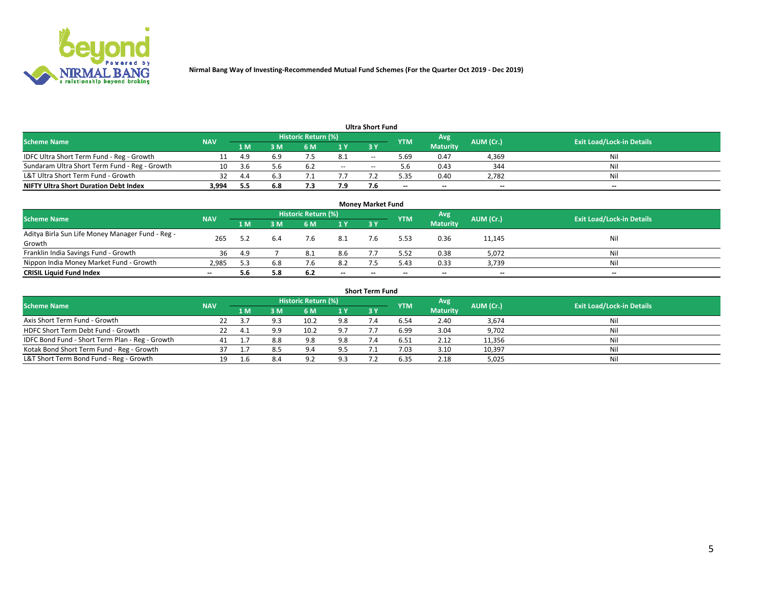Nirmal Bang Way of Investing-Recommended Mutual Fund Schemes (For the Quarter Oct 2019 - Dec 2019)

## Ultra Short Fund

| Scheme Name | NAV | Historic Return (%) | | | | | YTM | Avg Maturity | AUM (Cr.) | Exit Load/Lock-in Details |
|---|---|---|---|---|---|---|---|---|---|---|
| | | 1 M | 3 M | 6 M | 1 Y | 3 Y | | | | |
| IDFC Ultra Short Term Fund - Reg - Growth | 11 | 4.9 | 6.9 | 7.5 | 8.1 | -- | 5.69 | 0.47 | 4,369 | Nil |
| Sundaram Ultra Short Term Fund - Reg - Growth | 10 | 3.6 | 5.6 | 6.2 | -- | -- | 5.6 | 0.43 | 344 | Nil |
| L&T Ultra Short Term Fund - Growth | 32 | 4.4 | 6.3 | 7.1 | 7.7 | 7.2 | 5.35 | 0.40 | 2,782 | Nil |
| **NIFTY Ultra Short Duration Debt Index** | **3,994** | **5.5** | **6.8** | **7.3** | **7.9** | **7.6** | **--** | **--** | **--** | **--** |

## Money Market Fund

| Scheme Name | NAV | Historic Return (%) | | | | | YTM | Avg Maturity | AUM (Cr.) | Exit Load/Lock-in Details |
|---|---|---|---|---|---|---|---|---|---|---|
| | | 1 M | 3 M | 6 M | 1 Y | 3 Y | | | | |
| Aditya Birla Sun Life Money Manager Fund - Reg - Growth | 265 | 5.2 | 6.4 | 7.6 | 8.1 | 7.6 | 5.53 | 0.36 | 11,145 | Nil |
| Franklin India Savings Fund - Growth | 36 | 4.9 | 7 | 8.1 | 8.6 | 7.7 | 5.52 | 0.38 | 5,072 | Nil |
| Nippon India Money Market Fund - Growth | 2,985 | 5.3 | 6.8 | 7.6 | 8.2 | 7.5 | 5.43 | 0.33 | 3,739 | Nil |
| **CRISIL Liquid Fund Index** | **--** | **5.6** | **5.8** | **6.2** | **--** | **--** | **--** | **--** | **--** | **--** |

## Short Term Fund

| Scheme Name | NAV | Historic Return (%) | | | | | YTM | Avg Maturity | AUM (Cr.) | Exit Load/Lock-in Details |
|---|---|---|---|---|---|---|---|---|---|---|
| | | 1 M | 3 M | 6 M | 1 Y | 3 Y | | | | |
| Axis Short Term Fund - Growth | 22 | 3.7 | 9.3 | 10.2 | 9.8 | 7.4 | 6.54 | 2.40 | 3,674 | Nil |
| HDFC Short Term Debt Fund - Growth | 22 | 4.1 | 9.9 | 10.2 | 9.7 | 7.7 | 6.99 | 3.04 | 9,702 | Nil |
| IDFC Bond Fund - Short Term Plan - Reg - Growth | 41 | 1.7 | 8.8 | 9.8 | 9.8 | 7.4 | 6.51 | 2.12 | 11,356 | Nil |
| Kotak Bond Short Term Fund - Reg - Growth | 37 | 1.7 | 8.5 | 9.4 | 9.5 | 7.1 | 7.03 | 3.10 | 10,397 | Nil |
| L&T Short Term Bond Fund - Reg - Growth | 19 | 1.6 | 8.4 | 9.2 | 9.3 | 7.2 | 6.35 | 2.18 | 5,025 | Nil |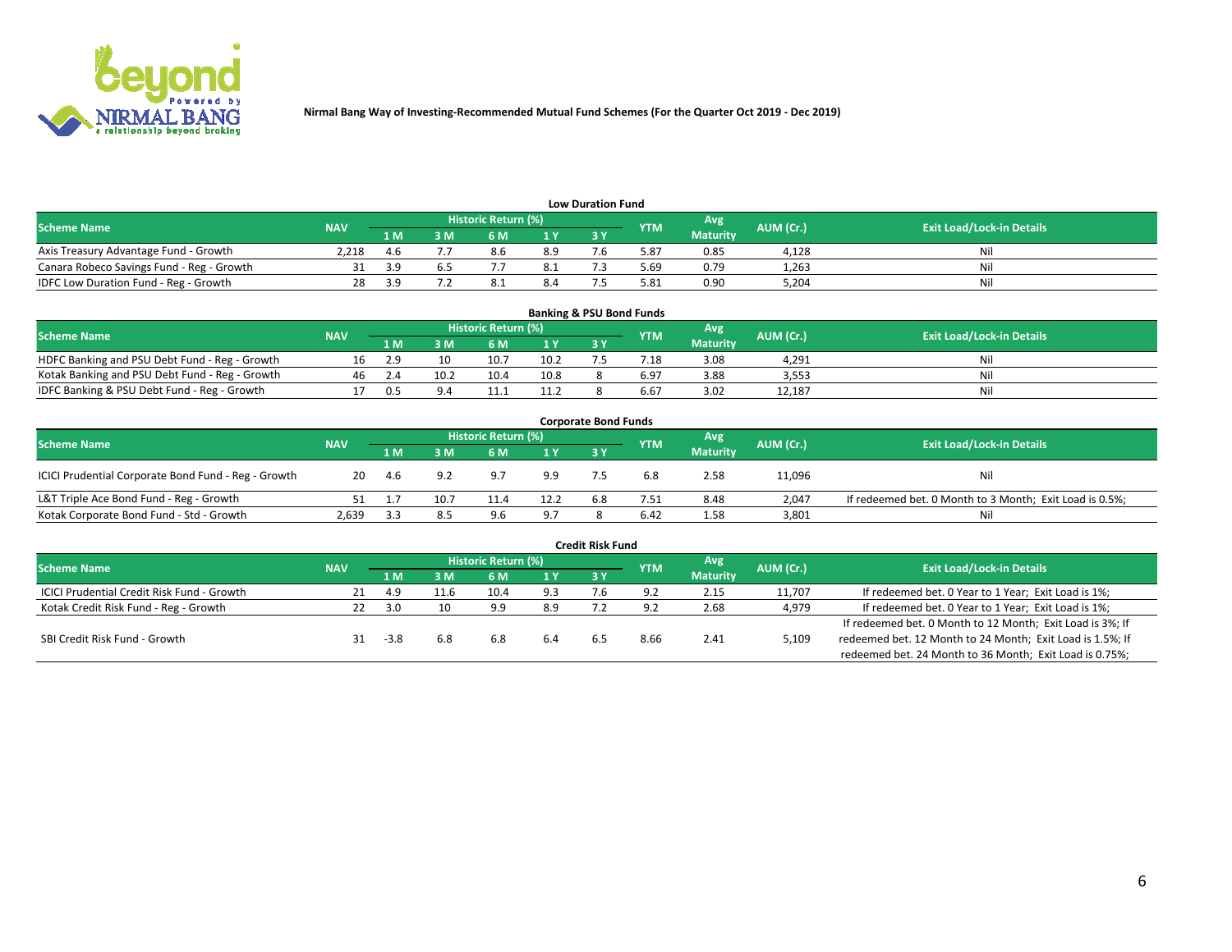Nirmal Bang Way of Investing-Recommended Mutual Fund Schemes (For the Quarter Oct 2019 - Dec 2019)

## Low Duration Fund

| Scheme Name | NAV | Historic Return (%) | | | | | YTM | Avg Maturity | AUM (Cr.) | Exit Load/Lock-in Details |
|---|---|---|---|---|---|---|---|---|---|---|
| | | 1 M | 3 M | 6 M | 1 Y | 3 Y | | | | |
| Axis Treasury Advantage Fund - Growth | 2,218 | 4.6 | 7.7 | 8.6 | 8.9 | 7.6 | 5.87 | 0.85 | 4,128 | Nil |
| Canara Robeco Savings Fund - Reg - Growth | 31 | 3.9 | 6.5 | 7.7 | 8.1 | 7.3 | 5.69 | 0.79 | 1,263 | Nil |
| IDFC Low Duration Fund - Reg - Growth | 28 | 3.9 | 7.2 | 8.1 | 8.4 | 7.5 | 5.81 | 0.90 | 5,204 | Nil |

## Banking & PSU Bond Funds

| Scheme Name | NAV | Historic Return (%) | | | | | YTM | Avg Maturity | AUM (Cr.) | Exit Load/Lock-in Details |
|---|---|---|---|---|---|---|---|---|---|---|
| | | 1 M | 3 M | 6 M | 1 Y | 3 Y | | | | |
| HDFC Banking and PSU Debt Fund - Reg - Growth | 16 | 2.9 | 10 | 10.7 | 10.2 | 7.5 | 7.18 | 3.08 | 4,291 | Nil |
| Kotak Banking and PSU Debt Fund - Reg - Growth | 46 | 2.4 | 10.2 | 10.4 | 10.8 | 8 | 6.97 | 3.88 | 3,553 | Nil |
| IDFC Banking & PSU Debt Fund - Reg - Growth | 17 | 0.5 | 9.4 | 11.1 | 11.2 | 8 | 6.67 | 3.02 | 12,187 | Nil |

## Corporate Bond Funds

| Scheme Name | NAV | Historic Return (%) | | | | | YTM | Avg Maturity | AUM (Cr.) | Exit Load/Lock-in Details |
|---|---|---|---|---|---|---|---|---|---|---|
| | | 1 M | 3 M | 6 M | 1 Y | 3 Y | | | | |
| ICICI Prudential Corporate Bond Fund - Reg - Growth | 20 | 4.6 | 9.2 | 9.7 | 9.9 | 7.5 | 6.8 | 2.58 | 11,096 | Nil |
| L&T Triple Ace Bond Fund - Reg - Growth | 51 | 1.7 | 10.7 | 11.4 | 12.2 | 6.8 | 7.51 | 8.48 | 2,047 | If redeemed bet. 0 Month to 3 Month; Exit Load is 0.5%; |
| Kotak Corporate Bond Fund - Std - Growth | 2,639 | 3.3 | 8.5 | 9.6 | 9.7 | 8 | 6.42 | 1.58 | 3,801 | Nil |

## Credit Risk Fund

| Scheme Name | NAV | Historic Return (%) | | | | | YTM | Avg Maturity | AUM (Cr.) | Exit Load/Lock-in Details |
|---|---|---|---|---|---|---|---|---|---|---|
| | | 1 M | 3 M | 6 M | 1 Y | 3 Y | | | | |
| ICICI Prudential Credit Risk Fund - Growth | 21 | 4.9 | 11.6 | 10.4 | 9.3 | 7.6 | 9.2 | 2.15 | 11,707 | If redeemed bet. 0 Year to 1 Year; Exit Load is 1%; |
| Kotak Credit Risk Fund - Reg - Growth | 22 | 3.0 | 10 | 9.9 | 8.9 | 7.2 | 9.2 | 2.68 | 4,979 | If redeemed bet. 0 Year to 1 Year; Exit Load is 1%; |
| SBI Credit Risk Fund - Growth | 31 | -3.8 | 6.8 | 6.8 | 6.4 | 6.5 | 8.66 | 2.41 | 5,109 | If redeemed bet. 0 Month to 12 Month; Exit Load is 3%; If redeemed bet. 12 Month to 24 Month; Exit Load is 1.5%; If redeemed bet. 24 Month to 36 Month; Exit Load is 0.75%; |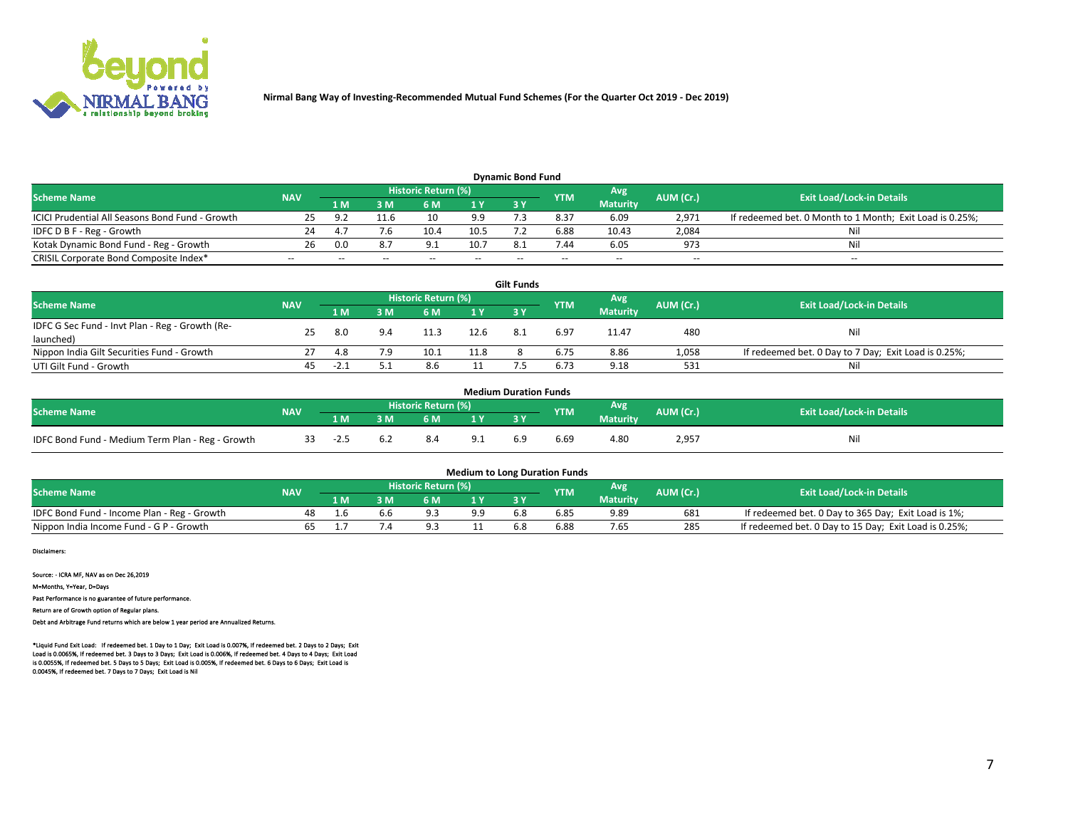Nirmal Bang Way of Investing-Recommended Mutual Fund Schemes (For the Quarter Oct 2019 - Dec 2019)

## Dynamic Bond Fund

| Scheme Name | NAV | Historic Return (%) | | | | | YTM | Avg Maturity | AUM (Cr.) | Exit Load/Lock-in Details |
|---|---|---|---|---|---|---|---|---|---|---|
| | | 1 M | 3 M | 6 M | 1 Y | 3 Y | | | | |
| ICICI Prudential All Seasons Bond Fund - Growth | 25 | 9.2 | 11.6 | 10 | 9.9 | 7.3 | 8.37 | 6.09 | 2,971 | If redeemed bet. 0 Month to 1 Month; Exit Load is 0.25%; |
| IDFC D B F - Reg - Growth | 24 | 4.7 | 7.6 | 10.4 | 10.5 | 7.2 | 6.88 | 10.43 | 2,084 | Nil |
| Kotak Dynamic Bond Fund - Reg - Growth | 26 | 0.0 | 8.7 | 9.1 | 10.7 | 8.1 | 7.44 | 6.05 | 973 | Nil |
| CRISIL Corporate Bond Composite Index* | -- | -- | -- | -- | -- | -- | -- | -- | -- | -- |

## Gilt Funds

| Scheme Name | NAV | Historic Return (%) | | | | | YTM | Avg Maturity | AUM (Cr.) | Exit Load/Lock-in Details |
|---|---|---|---|---|---|---|---|---|---|---|
| | | 1 M | 3 M | 6 M | 1 Y | 3 Y | | | | |
| IDFC G Sec Fund - Invt Plan - Reg - Growth (Re-launched) | 25 | 8.0 | 9.4 | 11.3 | 12.6 | 8.1 | 6.97 | 11.47 | 480 | Nil |
| Nippon India Gilt Securities Fund - Growth | 27 | 4.8 | 7.9 | 10.1 | 11.8 | 8 | 6.75 | 8.86 | 1,058 | If redeemed bet. 0 Day to 7 Day; Exit Load is 0.25%; |
| UTI Gilt Fund - Growth | 45 | -2.1 | 5.1 | 8.6 | 11 | 7.5 | 6.73 | 9.18 | 531 | Nil |

## Medium Duration Funds

| Scheme Name | NAV | Historic Return (%) | | | | | YTM | Avg Maturity | AUM (Cr.) | Exit Load/Lock-in Details |
|---|---|---|---|---|---|---|---|---|---|---|
| | | 1 M | 3 M | 6 M | 1 Y | 3 Y | | | | |
| IDFC Bond Fund - Medium Term Plan - Reg - Growth | 33 | -2.5 | 6.2 | 8.4 | 9.1 | 6.9 | 6.69 | 4.80 | 2,957 | Nil |

## Medium to Long Duration Funds

| Scheme Name | NAV | Historic Return (%) | | | | | YTM | Avg Maturity | AUM (Cr.) | Exit Load/Lock-in Details |
|---|---|---|---|---|---|---|---|---|---|---|
| | | 1 M | 3 M | 6 M | 1 Y | 3 Y | | | | |
| IDFC Bond Fund - Income Plan - Reg - Growth | 48 | 1.6 | 6.6 | 9.3 | 9.9 | 6.8 | 6.85 | 9.89 | 681 | If redeemed bet. 0 Day to 365 Day; Exit Load is 1%; |
| Nippon India Income Fund - G P - Growth | 65 | 1.7 | 7.4 | 9.3 | 11 | 6.8 | 6.88 | 7.65 | 285 | If redeemed bet. 0 Day to 15 Day; Exit Load is 0.25%; |

Disclaimers:

Source: - ICRA MF, NAV as on Dec 26,2019

M=Months, Y=Year, D=Days

Past Performance is no guarantee of future performance.

Return are of Growth option of Regular plans.

Debt and Arbitrage Fund returns which are below 1 year period are Annualized Returns.

*Liquid Fund Exit Load: If redeemed bet. 1 Day to 1 Day; Exit Load is 0.007%, If redeemed bet. 2 Days to 2 Days; Exit Load is 0.0065%, If redeemed bet. 3 Days to 3 Days; Exit Load is 0.006%, If redeemed bet. 4 Days to 4 Days; Exit Load is 0.0055%, If redeemed bet. 5 Days to 5 Days; Exit Load is 0.005%, If redeemed bet. 6 Days to 6 Days; Exit Load is 0.0045%, If redeemed bet. 7 Days to 7 Days; Exit Load is Nil